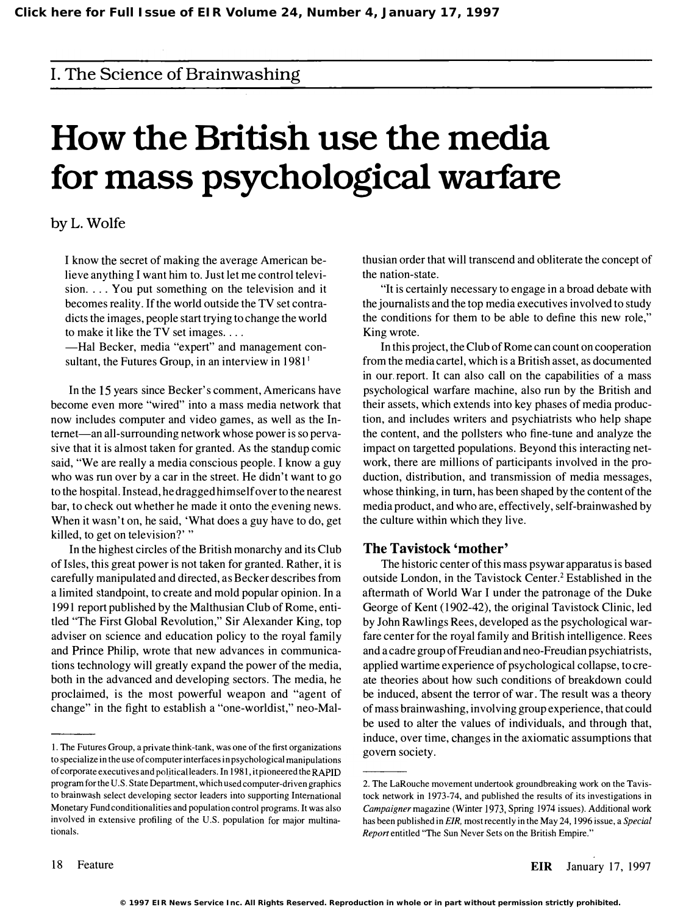# I. The Science of Brainwashing

# How the British use the media for mass psychological warfare

by L. Wolfe

> I know the secret of making the average American believe anything I want him to. Just let me control television. . . . You put something on the television and it becomes reality. If the world outside the TV set contradicts the images, people start trying to change the world to make it like the TV set images. . . .
>
> —Hal Becker, media "expert" and management consultant, the Futures Group, in an interview in 1981[1]

In the 15 years since Becker's comment, Americans have become even more "wired" into a mass media network that now includes computer and video games, as well as the Internet—an all-surrounding network whose power is so pervasive that it is almost taken for granted. As the standup comic said, "We are really a media conscious people. I know a guy who was run over by a car in the street. He didn't want to go to the hospital. Instead, he dragged himself over to the nearest bar, to check out whether he made it onto the evening news. When it wasn't on, he said, 'What does a guy have to do, get killed, to get on television?' "

In the highest circles of the British monarchy and its Club of Isles, this great power is not taken for granted. Rather, it is carefully manipulated and directed, as Becker describes from a limited standpoint, to create and mold popular opinion. In a 1991 report published by the Malthusian Club of Rome, entitled "The First Global Revolution," Sir Alexander King, top adviser on science and education policy to the royal family and Prince Philip, wrote that new advances in communications technology will greatly expand the power of the media, both in the advanced and developing sectors. The media, he proclaimed, is the most powerful weapon and "agent of change" in the fight to establish a "one-worldist," neo-Malthusian order that will transcend and obliterate the concept of the nation-state.

"It is certainly necessary to engage in a broad debate with the journalists and the top media executives involved to study the conditions for them to be able to define this new role," King wrote.

In this project, the Club of Rome can count on cooperation from the media cartel, which is a British asset, as documented in our report. It can also call on the capabilities of a mass psychological warfare machine, also run by the British and their assets, which extends into key phases of media production, and includes writers and psychiatrists who help shape the content, and the pollsters who fine-tune and analyze the impact on targetted populations. Beyond this interacting network, there are millions of participants involved in the production, distribution, and transmission of media messages, whose thinking, in turn, has been shaped by the content of the media product, and who are, effectively, self-brainwashed by the culture within which they live.

## The Tavistock 'mother'

The historic center of this mass psywar apparatus is based outside London, in the Tavistock Center.[2] Established in the aftermath of World War I under the patronage of the Duke George of Kent (1902-42), the original Tavistock Clinic, led by John Rawlings Rees, developed as the psychological warfare center for the royal family and British intelligence. Rees and a cadre group of Freudian and neo-Freudian psychiatrists, applied wartime experience of psychological collapse, to create theories about how such conditions of breakdown could be induced, absent the terror of war. The result was a theory of mass brainwashing, involving group experience, that could be used to alter the values of individuals, and through that, induce, over time, changes in the axiomatic assumptions that govern society.

---

1. The Futures Group, a private think-tank, was one of the first organizations to specialize in the use of computer interfaces in psychological manipulations of corporate executives and political leaders. In 1981, it pioneered the RAPID program for the U.S. State Department, which used computer-driven graphics to brainwash select developing sector leaders into supporting International Monetary Fund conditionalities and population control programs. It was also involved in extensive profiling of the U.S. population for major multinationals.

2. The LaRouche movement undertook groundbreaking work on the Tavistock network in 1973-74, and published the results of its investigations in *Campaigner* magazine (Winter 1973, Spring 1974 issues). Additional work has been published in *EIR*, most recently in the May 24, 1996 issue, a *Special Report* entitled "The Sun Never Sets on the British Empire."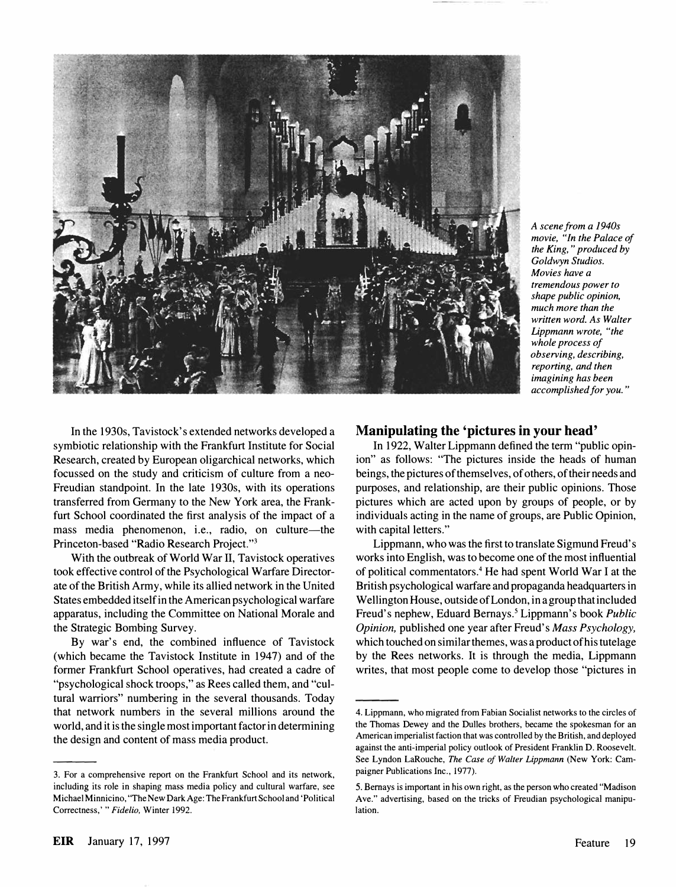*A scene from a 1940s movie, "In the Palace of the King," produced by Goldwyn Studios. Movies have a tremendous power to shape public opinion, much more than the written word. As Walter Lippmann wrote, "the whole process of observing, describing, reporting, and then imagining has been accomplished for you."*

In the 1930s, Tavistock's extended networks developed a symbiotic relationship with the Frankfurt Institute for Social Research, created by European oligarchical networks, which focussed on the study and criticism of culture from a neo-Freudian standpoint. In the late 1930s, with its operations transferred from Germany to the New York area, the Frankfurt School coordinated the first analysis of the impact of a mass media phenomenon, i.e., radio, on culture—the Princeton-based "Radio Research Project."[3]

With the outbreak of World War II, Tavistock operatives took effective control of the Psychological Warfare Directorate of the British Army, while its allied network in the United States embedded itself in the American psychological warfare apparatus, including the Committee on National Morale and the Strategic Bombing Survey.

By war's end, the combined influence of Tavistock (which became the Tavistock Institute in 1947) and of the former Frankfurt School operatives, had created a cadre of "psychological shock troops," as Rees called them, and "cultural warriors" numbering in the several thousands. Today that network numbers in the several millions around the world, and it is the single most important factor in determining the design and content of mass media product.

## Manipulating the 'pictures in your head'

In 1922, Walter Lippmann defined the term "public opinion" as follows: "The pictures inside the heads of human beings, the pictures of themselves, of others, of their needs and purposes, and relationship, are their public opinions. Those pictures which are acted upon by groups of people, or by individuals acting in the name of groups, are Public Opinion, with capital letters."

Lippmann, who was the first to translate Sigmund Freud's works into English, was to become one of the most influential of political commentators.[4] He had spent World War I at the British psychological warfare and propaganda headquarters in Wellington House, outside of London, in a group that included Freud's nephew, Eduard Bernays.[5] Lippmann's book *Public Opinion,* published one year after Freud's *Mass Psychology,* which touched on similar themes, was a product of his tutelage by the Rees networks. It is through the media, Lippmann writes, that most people come to develop those "pictures in

---

3. For a comprehensive report on the Frankfurt School and its network, including its role in shaping mass media policy and cultural warfare, see Michael Minnicino, "The New Dark Age: The Frankfurt School and 'Political Correctness,'" *Fidelio,* Winter 1992.

4. Lippmann, who migrated from Fabian Socialist networks to the circles of the Thomas Dewey and the Dulles brothers, became the spokesman for an American imperialist faction that was controlled by the British, and deployed against the anti-imperial policy outlook of President Franklin D. Roosevelt. See Lyndon LaRouche, *The Case of Walter Lippmann* (New York: Campaigner Publications Inc., 1977).

5. Bernays is important in his own right, as the person who created "Madison Ave." advertising, based on the tricks of Freudian psychological manipulation.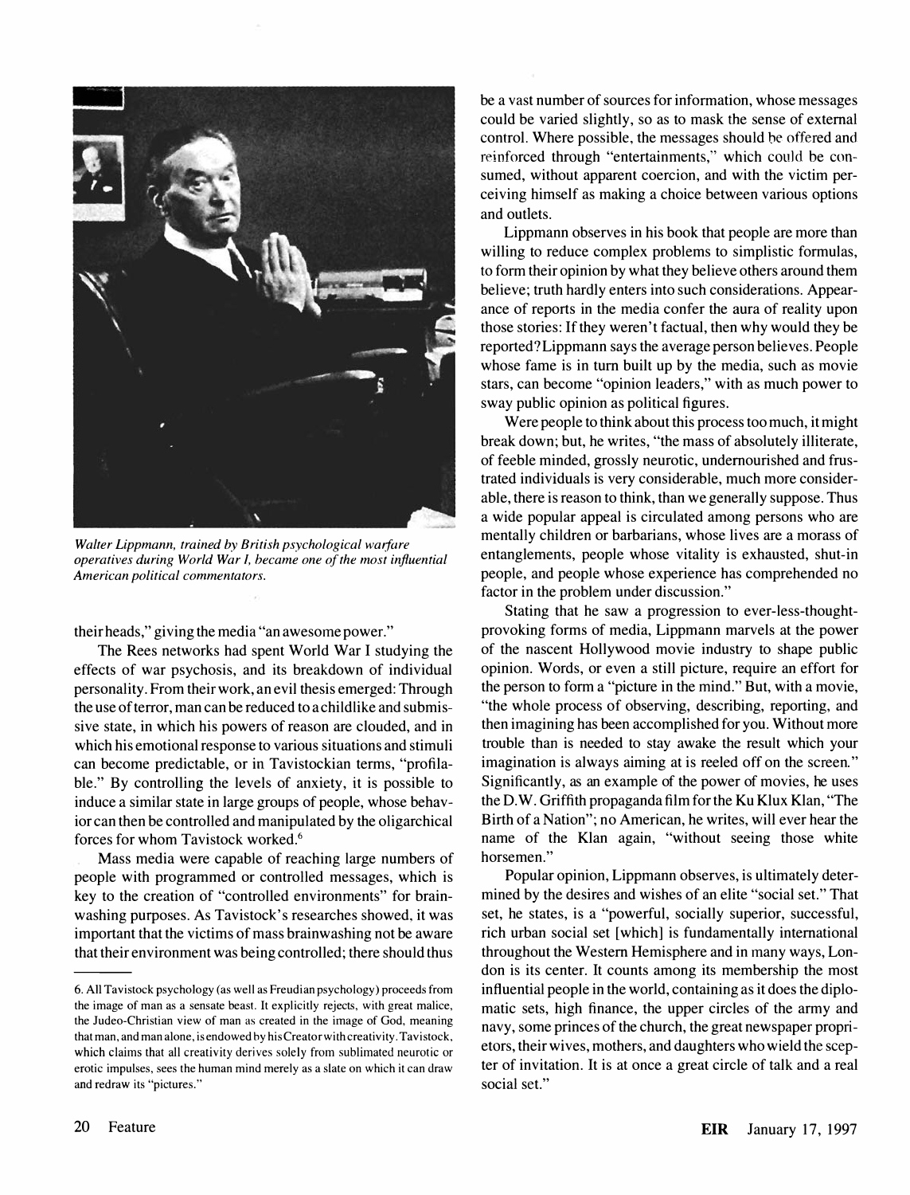*Walter Lippmann, trained by British psychological warfare operatives during World War I, became one of the most influential American political commentators.*

their heads," giving the media "an awesome power."

The Rees networks had spent World War I studying the effects of war psychosis, and its breakdown of individual personality. From their work, an evil thesis emerged: Through the use of terror, man can be reduced to a childlike and submissive state, in which his powers of reason are clouded, and in which his emotional response to various situations and stimuli can become predictable, or in Tavistockian terms, "profilable." By controlling the levels of anxiety, it is possible to induce a similar state in large groups of people, whose behavior can then be controlled and manipulated by the oligarchical forces for whom Tavistock worked.[6]

Mass media were capable of reaching large numbers of people with programmed or controlled messages, which is key to the creation of "controlled environments" for brainwashing purposes. As Tavistock's researches showed, it was important that the victims of mass brainwashing not be aware that their environment was being controlled; there should thus be a vast number of sources for information, whose messages could be varied slightly, so as to mask the sense of external control. Where possible, the messages should be offered and reinforced through "entertainments," which could be consumed, without apparent coercion, and with the victim perceiving himself as making a choice between various options and outlets.

Lippmann observes in his book that people are more than willing to reduce complex problems to simplistic formulas, to form their opinion by what they believe others around them believe; truth hardly enters into such considerations. Appearance of reports in the media confer the aura of reality upon those stories: If they weren't factual, then why would they be reported? Lippmann says the average person believes. People whose fame is in turn built up by the media, such as movie stars, can become "opinion leaders," with as much power to sway public opinion as political figures.

Were people to think about this process too much, it might break down; but, he writes, "the mass of absolutely illiterate, of feeble minded, grossly neurotic, undernourished and frustrated individuals is very considerable, much more considerable, there is reason to think, than we generally suppose. Thus a wide popular appeal is circulated among persons who are mentally children or barbarians, whose lives are a morass of entanglements, people whose vitality is exhausted, shut-in people, and people whose experience has comprehended no factor in the problem under discussion."

Stating that he saw a progression to ever-less-thought-provoking forms of media, Lippmann marvels at the power of the nascent Hollywood movie industry to shape public opinion. Words, or even a still picture, require an effort for the person to form a "picture in the mind." But, with a movie, "the whole process of observing, describing, reporting, and then imagining has been accomplished for you. Without more trouble than is needed to stay awake the result which your imagination is always aiming at is reeled off on the screen." Significantly, as an example of the power of movies, he uses the D.W. Griffith propaganda film for the Ku Klux Klan, "The Birth of a Nation"; no American, he writes, will ever hear the name of the Klan again, "without seeing those white horsemen."

Popular opinion, Lippmann observes, is ultimately determined by the desires and wishes of an elite "social set." That set, he states, is a "powerful, socially superior, successful, rich urban social set [which] is fundamentally international throughout the Western Hemisphere and in many ways, London is its center. It counts among its membership the most influential people in the world, containing as it does the diplomatic sets, high finance, the upper circles of the army and navy, some princes of the church, the great newspaper proprietors, their wives, mothers, and daughters who wield the scepter of invitation. It is at once a great circle of talk and a real social set."

---

6. All Tavistock psychology (as well as Freudian psychology) proceeds from the image of man as a sensate beast. It explicitly rejects, with great malice, the Judeo-Christian view of man as created in the image of God, meaning that man, and man alone, is endowed by his Creator with creativity. Tavistock, which claims that all creativity derives solely from sublimated neurotic or erotic impulses, sees the human mind merely as a slate on which it can draw and redraw its "pictures."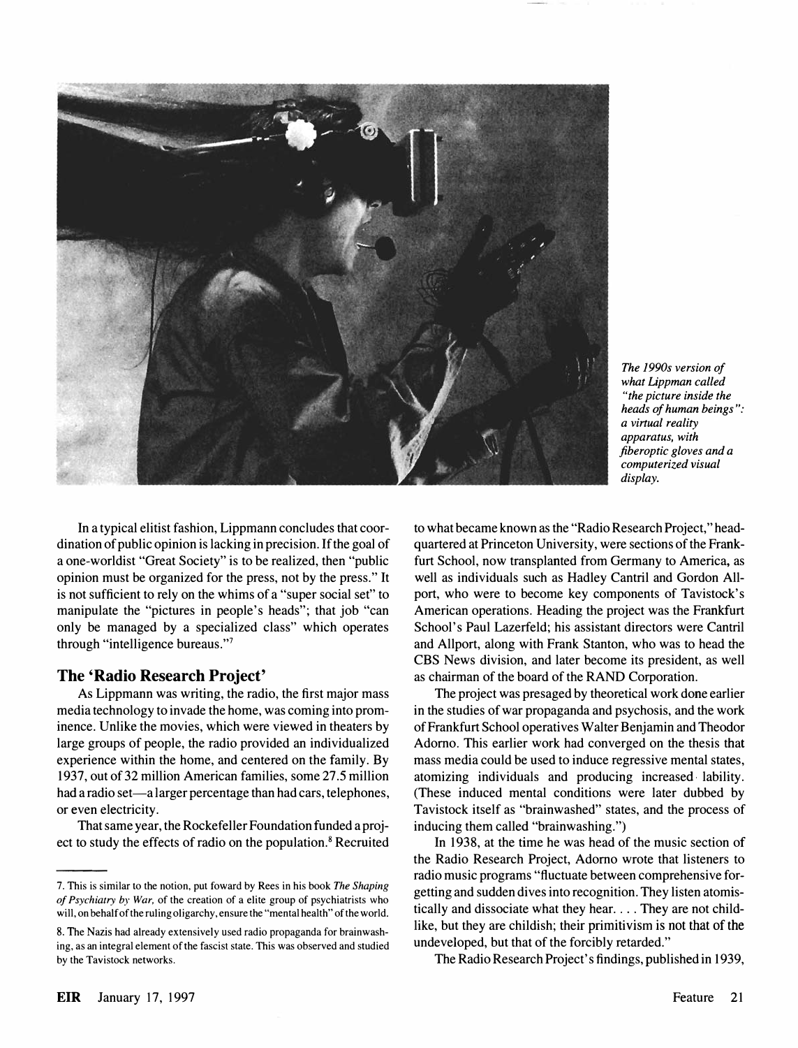*The 1990s version of what Lippman called "the picture inside the heads of human beings": a virtual reality apparatus, with fiberoptic gloves and a computerized visual display.*

In a typical elitist fashion, Lippmann concludes that coordination of public opinion is lacking in precision. If the goal of a one-worldist "Great Society" is to be realized, then "public opinion must be organized for the press, not by the press." It is not sufficient to rely on the whims of a "super social set" to manipulate the "pictures in people's heads"; that job "can only be managed by a specialized class" which operates through "intelligence bureaus."[7]

## The 'Radio Research Project'

As Lippmann was writing, the radio, the first major mass media technology to invade the home, was coming into prominence. Unlike the movies, which were viewed in theaters by large groups of people, the radio provided an individualized experience within the home, and centered on the family. By 1937, out of 32 million American families, some 27.5 million had a radio set—a larger percentage than had cars, telephones, or even electricity.

That same year, the Rockefeller Foundation funded a project to study the effects of radio on the population.[8] Recruited to what became known as the "Radio Research Project," headquartered at Princeton University, were sections of the Frankfurt School, now transplanted from Germany to America, as well as individuals such as Hadley Cantril and Gordon Allport, who were to become key components of Tavistock's American operations. Heading the project was the Frankfurt School's Paul Lazerfeld; his assistant directors were Cantril and Allport, along with Frank Stanton, who was to head the CBS News division, and later become its president, as well as chairman of the board of the RAND Corporation.

The project was presaged by theoretical work done earlier in the studies of war propaganda and psychosis, and the work of Frankfurt School operatives Walter Benjamin and Theodor Adorno. This earlier work had converged on the thesis that mass media could be used to induce regressive mental states, atomizing individuals and producing increased lability. (These induced mental conditions were later dubbed by Tavistock itself as "brainwashed" states, and the process of inducing them called "brainwashing.")

In 1938, at the time he was head of the music section of the Radio Research Project, Adorno wrote that listeners to radio music programs "fluctuate between comprehensive forgetting and sudden dives into recognition. They listen atomistically and dissociate what they hear. . . . They are not childlike, but they are childish; their primitivism is not that of the undeveloped, but that of the forcibly retarded."

The Radio Research Project's findings, published in 1939,

---

7. This is similar to the notion, put foward by Rees in his book *The Shaping of Psychiatry by War*, of the creation of a elite group of psychiatrists who will, on behalf of the ruling oligarchy, ensure the "mental health" of the world.

8. The Nazis had already extensively used radio propaganda for brainwashing, as an integral element of the fascist state. This was observed and studied by the Tavistock networks.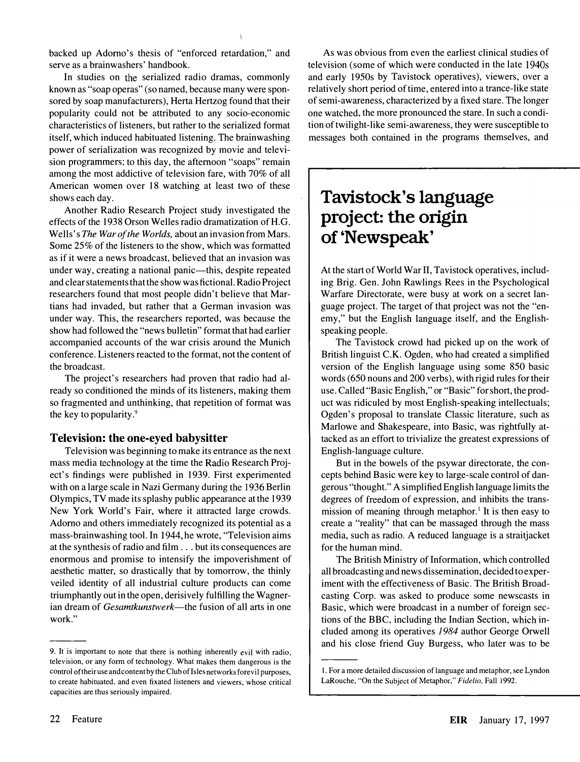backed up Adorno's thesis of "enforced retardation," and serve as a brainwashers' handbook.

In studies on the serialized radio dramas, commonly known as "soap operas" (so named, because many were sponsored by soap manufacturers), Herta Hertzog found that their popularity could not be attributed to any socio-economic characteristics of listeners, but rather to the serialized format itself, which induced habituated listening. The brainwashing power of serialization was recognized by movie and television programmers; to this day, the afternoon "soaps" remain among the most addictive of television fare, with 70% of all American women over 18 watching at least two of these shows each day.

Another Radio Research Project study investigated the effects of the 1938 Orson Welles radio dramatization of H.G. Wells's *The War of the Worlds,* about an invasion from Mars. Some 25% of the listeners to the show, which was formatted as if it were a news broadcast, believed that an invasion was under way, creating a national panic—this, despite repeated and clear statements that the show was fictional. Radio Project researchers found that most people didn't believe that Martians had invaded, but rather that a German invasion was under way. This, the researchers reported, was because the show had followed the "news bulletin" format that had earlier accompanied accounts of the war crisis around the Munich conference. Listeners reacted to the format, not the content of the broadcast.

The project's researchers had proven that radio had already so conditioned the minds of its listeners, making them so fragmented and unthinking, that repetition of format was the key to popularity.[9]

### Television: the one-eyed babysitter

Television was beginning to make its entrance as the next mass media technology at the time the Radio Research Project's findings were published in 1939. First experimented with on a large scale in Nazi Germany during the 1936 Berlin Olympics, TV made its splashy public appearance at the 1939 New York World's Fair, where it attracted large crowds. Adorno and others immediately recognized its potential as a mass-brainwashing tool. In 1944, he wrote, "Television aims at the synthesis of radio and film . . . but its consequences are enormous and promise to intensify the impoverishment of aesthetic matter, so drastically that by tomorrow, the thinly veiled identity of all industrial culture products can come triumphantly out in the open, derisively fulfilling the Wagnerian dream of *Gesamtkunstwerk*—the fusion of all arts in one work."

9. It is important to note that there is nothing inherently evil with radio, television, or any form of technology. What makes them dangerous is the control of their use and content by the Club of Isles networks for evil purposes, to create habituated, and even fixated listeners and viewers, whose critical capacities are thus seriously impaired.

As was obvious from even the earliest clinical studies of television (some of which were conducted in the late 1940s and early 1950s by Tavistock operatives), viewers, over a relatively short period of time, entered into a trance-like state of semi-awareness, characterized by a fixed stare. The longer one watched, the more pronounced the stare. In such a condition of twilight-like semi-awareness, they were susceptible to messages both contained in the programs themselves, and

## Tavistock's language project: the origin of 'Newspeak'

At the start of World War II, Tavistock operatives, including Brig. Gen. John Rawlings Rees in the Psychological Warfare Directorate, were busy at work on a secret language project. The target of that project was not the "enemy," but the English language itself, and the English-speaking people.

The Tavistock crowd had picked up on the work of British linguist C.K. Ogden, who had created a simplified version of the English language using some 850 basic words (650 nouns and 200 verbs), with rigid rules for their use. Called "Basic English," or "Basic" for short, the product was ridiculed by most English-speaking intellectuals; Ogden's proposal to translate Classic literature, such as Marlowe and Shakespeare, into Basic, was rightfully attacked as an effort to trivialize the greatest expressions of English-language culture.

But in the bowels of the psywar directorate, the concepts behind Basic were key to large-scale control of dangerous "thought." A simplified English language limits the degrees of freedom of expression, and inhibits the transmission of meaning through metaphor.[1] It is then easy to create a "reality" that can be massaged through the mass media, such as radio. A reduced language is a straitjacket for the human mind.

The British Ministry of Information, which controlled all broadcasting and news dissemination, decided to experiment with the effectiveness of Basic. The British Broadcasting Corp. was asked to produce some newscasts in Basic, which were broadcast in a number of foreign sections of the BBC, including the Indian Section, which included among its operatives *1984* author George Orwell and his close friend Guy Burgess, who later was to be

1. For a more detailed discussion of language and metaphor, see Lyndon LaRouche, "On the Subject of Metaphor," *Fidelio,* Fall 1992.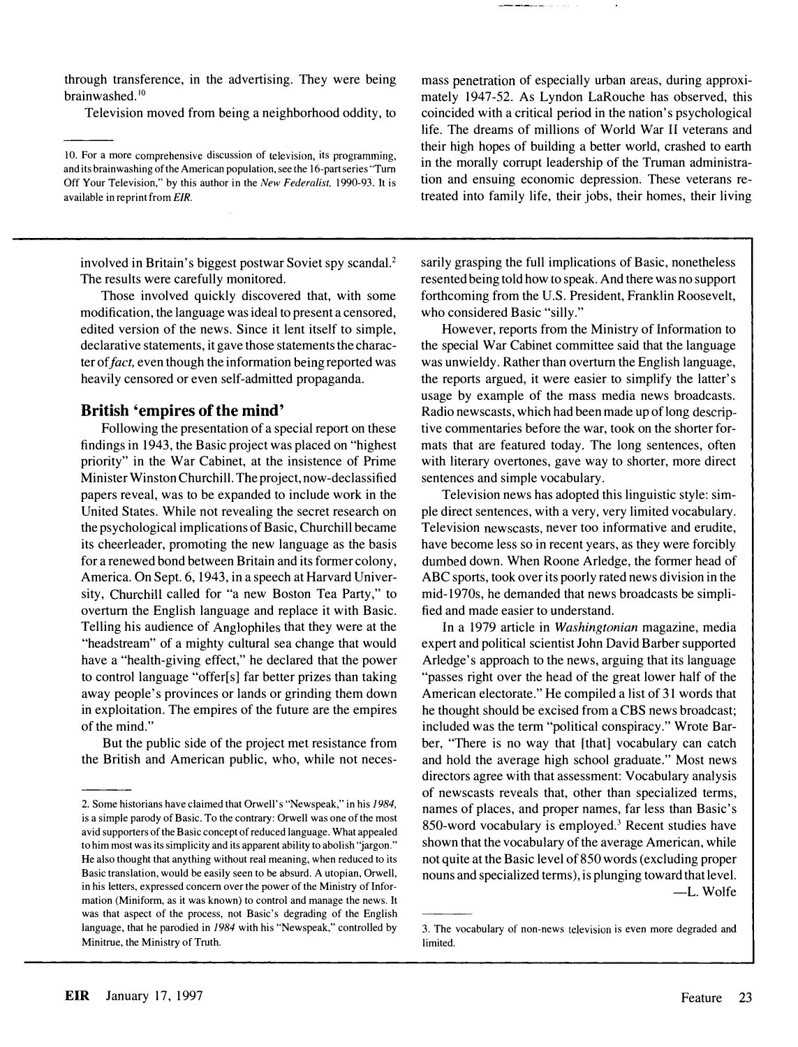through transference, in the advertising. They were being brainwashed.[10]

Television moved from being a neighborhood oddity, to mass penetration of especially urban areas, during approximately 1947-52. As Lyndon LaRouche has observed, this coincided with a critical period in the nation's psychological life. The dreams of millions of World War II veterans and their high hopes of building a better world, crashed to earth in the morally corrupt leadership of the Truman administration and ensuing economic depression. These veterans retreated into family life, their jobs, their homes, their living

10. For a more comprehensive discussion of television, its programming, and its brainwashing of the American population, see the 16-part series "Turn Off Your Television," by this author in the *New Federalist,* 1990-93. It is available in reprint from *EIR.*

---

involved in Britain's biggest postwar Soviet spy scandal.[2] The results were carefully monitored.

Those involved quickly discovered that, with some modification, the language was ideal to present a censored, edited version of the news. Since it lent itself to simple, declarative statements, it gave those statements the character of *fact,* even though the information being reported was heavily censored or even self-admitted propaganda.

## British 'empires of the mind'

Following the presentation of a special report on these findings in 1943, the Basic project was placed on "highest priority" in the War Cabinet, at the insistence of Prime Minister Winston Churchill. The project, now-declassified papers reveal, was to be expanded to include work in the United States. While not revealing the secret research on the psychological implications of Basic, Churchill became its cheerleader, promoting the new language as the basis for a renewed bond between Britain and its former colony, America. On Sept. 6, 1943, in a speech at Harvard University, Churchill called for "a new Boston Tea Party," to overturn the English language and replace it with Basic. Telling his audience of Anglophiles that they were at the "headstream" of a mighty cultural sea change that would have a "health-giving effect," he declared that the power to control language "offer[s] far better prizes than taking away people's provinces or lands or grinding them down in exploitation. The empires of the future are the empires of the mind."

But the public side of the project met resistance from the British and American public, who, while not necessarily grasping the full implications of Basic, nonetheless resented being told how to speak. And there was no support forthcoming from the U.S. President, Franklin Roosevelt, who considered Basic "silly."

However, reports from the Ministry of Information to the special War Cabinet committee said that the language was unwieldy. Rather than overturn the English language, the reports argued, it were easier to simplify the latter's usage by example of the mass media news broadcasts. Radio newscasts, which had been made up of long descriptive commentaries before the war, took on the shorter formats that are featured today. The long sentences, often with literary overtones, gave way to shorter, more direct sentences and simple vocabulary.

Television news has adopted this linguistic style: simple direct sentences, with a very, very limited vocabulary. Television newscasts, never too informative and erudite, have become less so in recent years, as they were forcibly dumbed down. When Roone Arledge, the former head of ABC sports, took over its poorly rated news division in the mid-1970s, he demanded that news broadcasts be simplified and made easier to understand.

In a 1979 article in *Washingtonian* magazine, media expert and political scientist John David Barber supported Arledge's approach to the news, arguing that its language "passes right over the head of the great lower half of the American electorate." He compiled a list of 31 words that he thought should be excised from a CBS news broadcast; included was the term "political conspiracy." Wrote Barber, "There is no way that [that] vocabulary can catch and hold the average high school graduate." Most news directors agree with that assessment: Vocabulary analysis of newscasts reveals that, other than specialized terms, names of places, and proper names, far less than Basic's 850-word vocabulary is employed.[3] Recent studies have shown that the vocabulary of the average American, while not quite at the Basic level of 850 words (excluding proper nouns and specialized terms), is plunging toward that level.

—*L. Wolfe*

2. Some historians have claimed that Orwell's "Newspeak," in his *1984,* is a simple parody of Basic. To the contrary: Orwell was one of the most avid supporters of the Basic concept of reduced language. What appealed to him most was its simplicity and its apparent ability to abolish "jargon." He also thought that anything without real meaning, when reduced to its Basic translation, would be easily seen to be absurd. A utopian, Orwell, in his letters, expressed concern over the power of the Ministry of Information (Miniform, as it was known) to control and manage the news. It was that aspect of the process, not Basic's degrading of the English language, that he parodied in *1984* with his "Newspeak," controlled by Minitrue, the Ministry of Truth.

3. The vocabulary of non-news television is even more degraded and limited.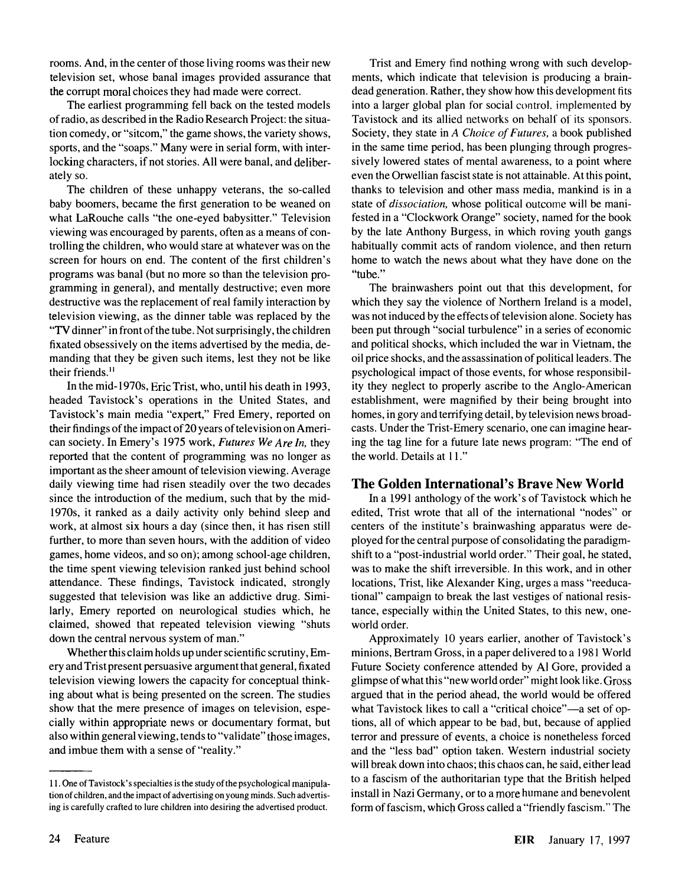rooms. And, in the center of those living rooms was their new television set, whose banal images provided assurance that the corrupt moral choices they had made were correct.

The earliest programming fell back on the tested models of radio, as described in the Radio Research Project: the situation comedy, or "sitcom," the game shows, the variety shows, sports, and the "soaps." Many were in serial form, with interlocking characters, if not stories. All were banal, and deliberately so.

The children of these unhappy veterans, the so-called baby boomers, became the first generation to be weaned on what LaRouche calls "the one-eyed babysitter." Television viewing was encouraged by parents, often as a means of controlling the children, who would stare at whatever was on the screen for hours on end. The content of the first children's programs was banal (but no more so than the television programming in general), and mentally destructive; even more destructive was the replacement of real family interaction by television viewing, as the dinner table was replaced by the "TV dinner" in front of the tube. Not surprisingly, the children fixated obsessively on the items advertised by the media, demanding that they be given such items, lest they not be like their friends.[11]

In the mid-1970s, Eric Trist, who, until his death in 1993, headed Tavistock's operations in the United States, and Tavistock's main media "expert," Fred Emery, reported on their findings of the impact of 20 years of television on American society. In Emery's 1975 work, *Futures We Are In,* they reported that the content of programming was no longer as important as the sheer amount of television viewing. Average daily viewing time had risen steadily over the two decades since the introduction of the medium, such that by the mid-1970s, it ranked as a daily activity only behind sleep and work, at almost six hours a day (since then, it has risen still further, to more than seven hours, with the addition of video games, home videos, and so on); among school-age children, the time spent viewing television ranked just behind school attendance. These findings, Tavistock indicated, strongly suggested that television was like an addictive drug. Similarly, Emery reported on neurological studies which, he claimed, showed that repeated television viewing "shuts down the central nervous system of man."

Whether this claim holds up under scientific scrutiny, Emery and Trist present persuasive argument that general, fixated television viewing lowers the capacity for conceptual thinking about what is being presented on the screen. The studies show that the mere presence of images on television, especially within appropriate news or documentary format, but also within general viewing, tends to "validate" those images, and imbue them with a sense of "reality."

Trist and Emery find nothing wrong with such developments, which indicate that television is producing a brain-dead generation. Rather, they show how this development fits into a larger global plan for social control, implemented by Tavistock and its allied networks on behalf of its sponsors. Society, they state in *A Choice of Futures,* a book published in the same time period, has been plunging through progressively lowered states of mental awareness, to a point where even the Orwellian fascist state is not attainable. At this point, thanks to television and other mass media, mankind is in a state of *dissociation,* whose political outcome will be manifested in a "Clockwork Orange" society, named for the book by the late Anthony Burgess, in which roving youth gangs habitually commit acts of random violence, and then return home to watch the news about what they have done on the "tube."

The brainwashers point out that this development, for which they say the violence of Northern Ireland is a model, was not induced by the effects of television alone. Society has been put through "social turbulence" in a series of economic and political shocks, which included the war in Vietnam, the oil price shocks, and the assassination of political leaders. The psychological impact of those events, for whose responsibility they neglect to properly ascribe to the Anglo-American establishment, were magnified by their being brought into homes, in gory and terrifying detail, by television news broadcasts. Under the Trist-Emery scenario, one can imagine hearing the tag line for a future late news program: "The end of the world. Details at 11."

## The Golden International's Brave New World

In a 1991 anthology of the work's of Tavistock which he edited, Trist wrote that all of the international "nodes" or centers of the institute's brainwashing apparatus were deployed for the central purpose of consolidating the paradigm-shift to a "post-industrial world order." Their goal, he stated, was to make the shift irreversible. In this work, and in other locations, Trist, like Alexander King, urges a mass "reeducational" campaign to break the last vestiges of national resistance, especially within the United States, to this new, one-world order.

Approximately 10 years earlier, another of Tavistock's minions, Bertram Gross, in a paper delivered to a 1981 World Future Society conference attended by Al Gore, provided a glimpse of what this "new world order" might look like. Gross argued that in the period ahead, the world would be offered what Tavistock likes to call a "critical choice"—a set of options, all of which appear to be bad, but, because of applied terror and pressure of events, a choice is nonetheless forced and the "less bad" option taken. Western industrial society will break down into chaos; this chaos can, he said, either lead to a fascism of the authoritarian type that the British helped install in Nazi Germany, or to a more humane and benevolent form of fascism, which Gross called a "friendly fascism." The

---

11. One of Tavistock's specialties is the study of the psychological manipulation of children, and the impact of advertising on young minds. Such advertising is carefully crafted to lure children into desiring the advertised product.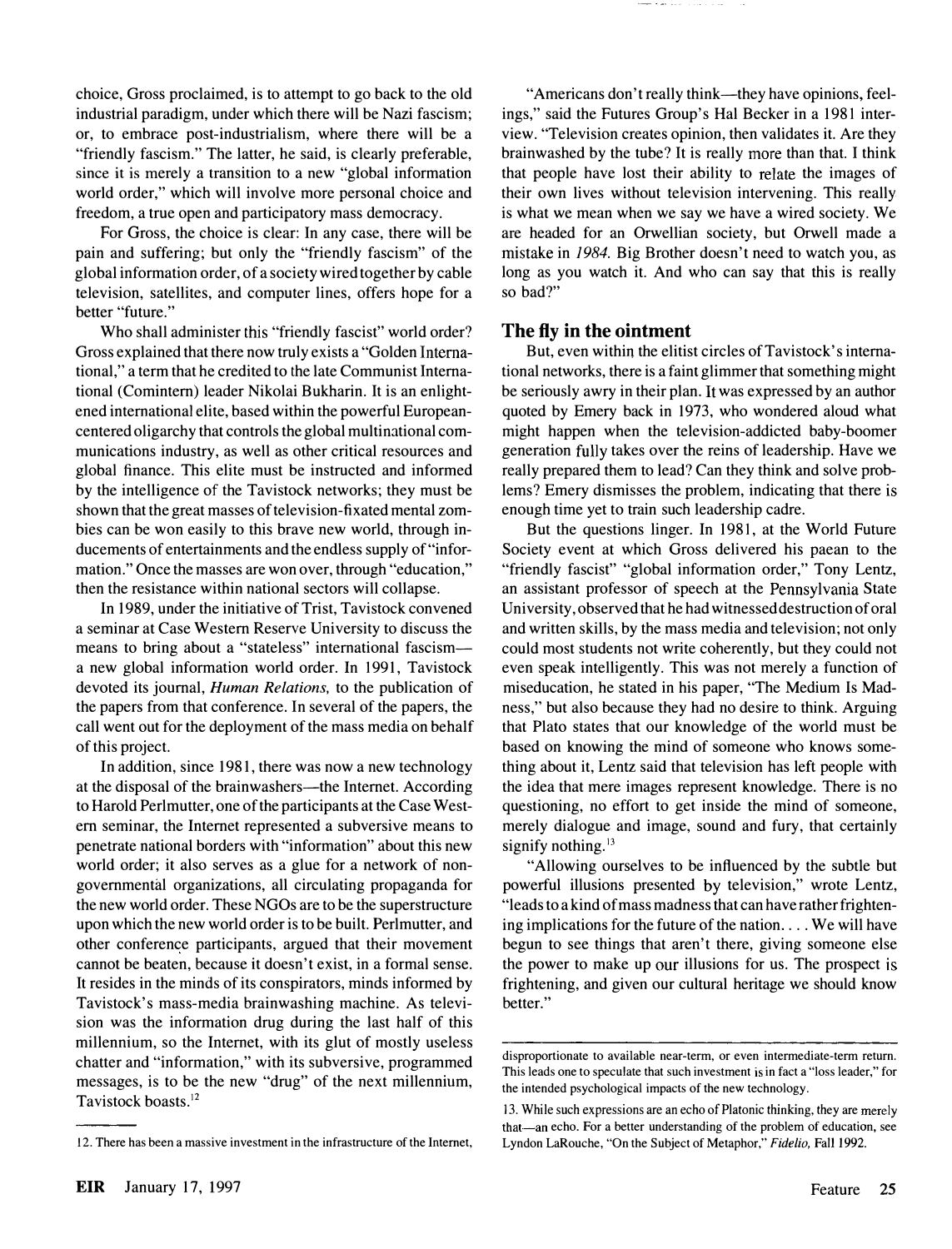choice, Gross proclaimed, is to attempt to go back to the old industrial paradigm, under which there will be Nazi fascism; or, to embrace post-industrialism, where there will be a "friendly fascism." The latter, he said, is clearly preferable, since it is merely a transition to a new "global information world order," which will involve more personal choice and freedom, a true open and participatory mass democracy.

For Gross, the choice is clear: In any case, there will be pain and suffering; but only the "friendly fascism" of the global information order, of a society wired together by cable television, satellites, and computer lines, offers hope for a better "future."

Who shall administer this "friendly fascist" world order? Gross explained that there now truly exists a "Golden International," a term that he credited to the late Communist International (Comintern) leader Nikolai Bukharin. It is an enlightened international elite, based within the powerful European-centered oligarchy that controls the global multinational communications industry, as well as other critical resources and global finance. This elite must be instructed and informed by the intelligence of the Tavistock networks; they must be shown that the great masses of television-fixated mental zombies can be won easily to this brave new world, through inducements of entertainments and the endless supply of "information." Once the masses are won over, through "education," then the resistance within national sectors will collapse.

In 1989, under the initiative of Trist, Tavistock convened a seminar at Case Western Reserve University to discuss the means to bring about a "stateless" international fascism—a new global information world order. In 1991, Tavistock devoted its journal, *Human Relations,* to the publication of the papers from that conference. In several of the papers, the call went out for the deployment of the mass media on behalf of this project.

In addition, since 1981, there was now a new technology at the disposal of the brainwashers—the Internet. According to Harold Perlmutter, one of the participants at the Case Western seminar, the Internet represented a subversive means to penetrate national borders with "information" about this new world order; it also serves as a glue for a network of non-governmental organizations, all circulating propaganda for the new world order. These NGOs are to be the superstructure upon which the new world order is to be built. Perlmutter, and other conference participants, argued that their movement cannot be beaten, because it doesn't exist, in a formal sense. It resides in the minds of its conspirators, minds informed by Tavistock's mass-media brainwashing machine. As television was the information drug during the last half of this millennium, so the Internet, with its glut of mostly useless chatter and "information," with its subversive, programmed messages, is to be the new "drug" of the next millennium, Tavistock boasts.[12]

"Americans don't really think—they have opinions, feelings," said the Futures Group's Hal Becker in a 1981 interview. "Television creates opinion, then validates it. Are they brainwashed by the tube? It is really more than that. I think that people have lost their ability to relate the images of their own lives without television intervening. This really is what we mean when we say we have a wired society. We are headed for an Orwellian society, but Orwell made a mistake in *1984.* Big Brother doesn't need to watch you, as long as you watch it. And who can say that this is really so bad?"

## The fly in the ointment

But, even within the elitist circles of Tavistock's international networks, there is a faint glimmer that something might be seriously awry in their plan. It was expressed by an author quoted by Emery back in 1973, who wondered aloud what might happen when the television-addicted baby-boomer generation fully takes over the reins of leadership. Have we really prepared them to lead? Can they think and solve problems? Emery dismisses the problem, indicating that there is enough time yet to train such leadership cadre.

But the questions linger. In 1981, at the World Future Society event at which Gross delivered his paean to the "friendly fascist" "global information order," Tony Lentz, an assistant professor of speech at the Pennsylvania State University, observed that he had witnessed destruction of oral and written skills, by the mass media and television; not only could most students not write coherently, but they could not even speak intelligently. This was not merely a function of miseducation, he stated in his paper, "The Medium Is Madness," but also because they had no desire to think. Arguing that Plato states that our knowledge of the world must be based on knowing the mind of someone who knows something about it, Lentz said that television has left people with the idea that mere images represent knowledge. There is no questioning, no effort to get inside the mind of someone, merely dialogue and image, sound and fury, that certainly signify nothing.[13]

"Allowing ourselves to be influenced by the subtle but powerful illusions presented by television," wrote Lentz, "leads to a kind of mass madness that can have rather frightening implications for the future of the nation. . . . We will have begun to see things that aren't there, giving someone else the power to make up our illusions for us. The prospect is frightening, and given our cultural heritage we should know better."

---

12. There has been a massive investment in the infrastructure of the Internet, disproportionate to available near-term, or even intermediate-term return. This leads one to speculate that such investment is in fact a "loss leader," for the intended psychological impacts of the new technology.

13. While such expressions are an echo of Platonic thinking, they are merely that—an echo. For a better understanding of the problem of education, see Lyndon LaRouche, "On the Subject of Metaphor," *Fidelio,* Fall 1992.